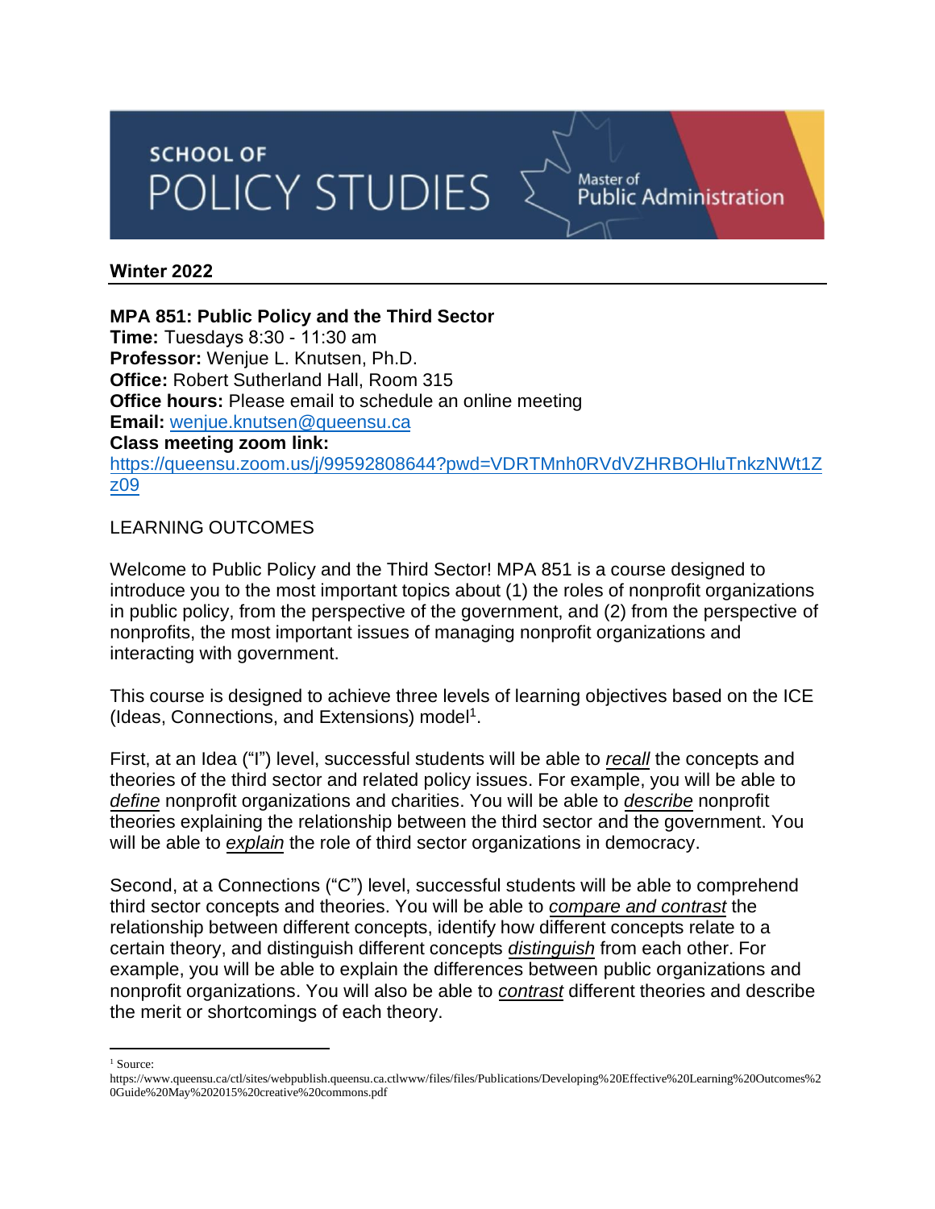SCHOOL OF POLICY STUDIES — Master of Public Administration

**Winter 2022**

**MPA 851: Public Policy and the Third Sector**
**Time:** Tuesdays 8:30 - 11:30 am
**Professor:** Wenjue L. Knutsen, Ph.D.
**Office:** Robert Sutherland Hall, Room 315
**Office hours:** Please email to schedule an online meeting
**Email:** wenjue.knutsen@queensu.ca
**Class meeting zoom link:**
https://queensu.zoom.us/j/99592808644?pwd=VDRTMnh0RVdVZHRBOHluTnkzNWt1Zz09

LEARNING OUTCOMES

Welcome to Public Policy and the Third Sector! MPA 851 is a course designed to introduce you to the most important topics about (1) the roles of nonprofit organizations in public policy, from the perspective of the government, and (2) from the perspective of nonprofits, the most important issues of managing nonprofit organizations and interacting with government.

This course is designed to achieve three levels of learning objectives based on the ICE (Ideas, Connections, and Extensions) model[1].

First, at an Idea ("I") level, successful students will be able to ***recall*** the concepts and theories of the third sector and related policy issues. For example, you will be able to ***define*** nonprofit organizations and charities. You will be able to ***describe*** nonprofit theories explaining the relationship between the third sector and the government. You will be able to ***explain*** the role of third sector organizations in democracy.

Second, at a Connections ("C") level, successful students will be able to comprehend third sector concepts and theories. You will be able to ***compare and contrast*** the relationship between different concepts, identify how different concepts relate to a certain theory, and distinguish different concepts ***distinguish*** from each other. For example, you will be able to explain the differences between public organizations and nonprofit organizations. You will also be able to ***contrast*** different theories and describe the merit or shortcomings of each theory.

---

[1] Source:
https://www.queensu.ca/ctl/sites/webpublish.queensu.ca.ctlwww/files/files/Publications/Developing%20Effective%20Learning%20Outcomes%20Guide%20May%202015%20creative%20commons.pdf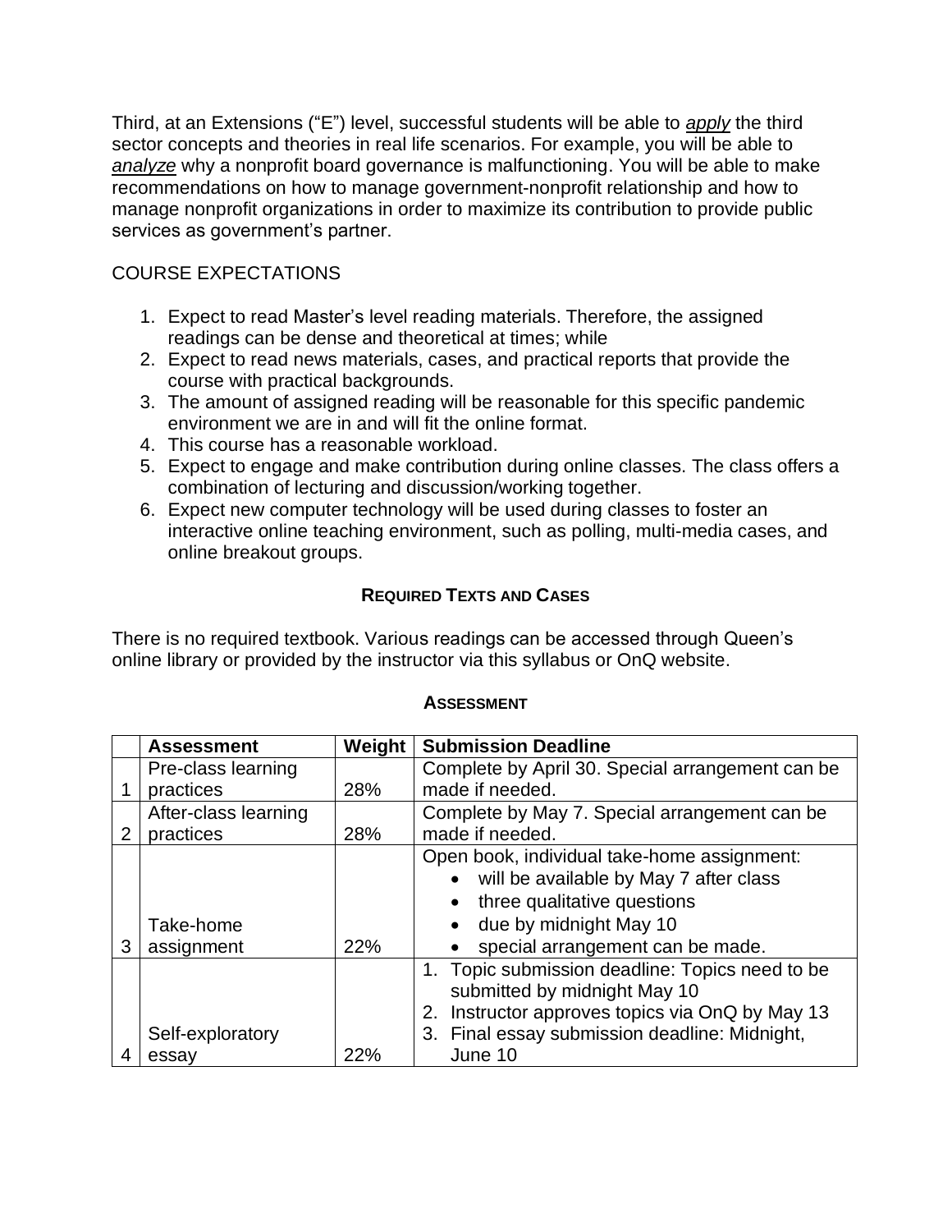Third, at an Extensions ("E") level, successful students will be able to ***apply*** the third sector concepts and theories in real life scenarios. For example, you will be able to ***analyze*** why a nonprofit board governance is malfunctioning. You will be able to make recommendations on how to manage government-nonprofit relationship and how to manage nonprofit organizations in order to maximize its contribution to provide public services as government's partner.

## COURSE EXPECTATIONS

1. Expect to read Master's level reading materials. Therefore, the assigned readings can be dense and theoretical at times; while
2. Expect to read news materials, cases, and practical reports that provide the course with practical backgrounds.
3. The amount of assigned reading will be reasonable for this specific pandemic environment we are in and will fit the online format.
4. This course has a reasonable workload.
5. Expect to engage and make contribution during online classes. The class offers a combination of lecturing and discussion/working together.
6. Expect new computer technology will be used during classes to foster an interactive online teaching environment, such as polling, multi-media cases, and online breakout groups.

## REQUIRED TEXTS AND CASES

There is no required textbook. Various readings can be accessed through Queen's online library or provided by the instructor via this syllabus or OnQ website.

## ASSESSMENT

| | Assessment | Weight | Submission Deadline |
|---|---|---|---|
| 1 | Pre-class learning practices | 28% | Complete by April 30. Special arrangement can be made if needed. |
| 2 | After-class learning practices | 28% | Complete by May 7. Special arrangement can be made if needed. |
| 3 | Take-home assignment | 22% | Open book, individual take-home assignment:<br>• will be available by May 7 after class<br>• three qualitative questions<br>• due by midnight May 10<br>• special arrangement can be made. |
| 4 | Self-exploratory essay | 22% | 1. Topic submission deadline: Topics need to be submitted by midnight May 10<br>2. Instructor approves topics via OnQ by May 13<br>3. Final essay submission deadline: Midnight, June 10 |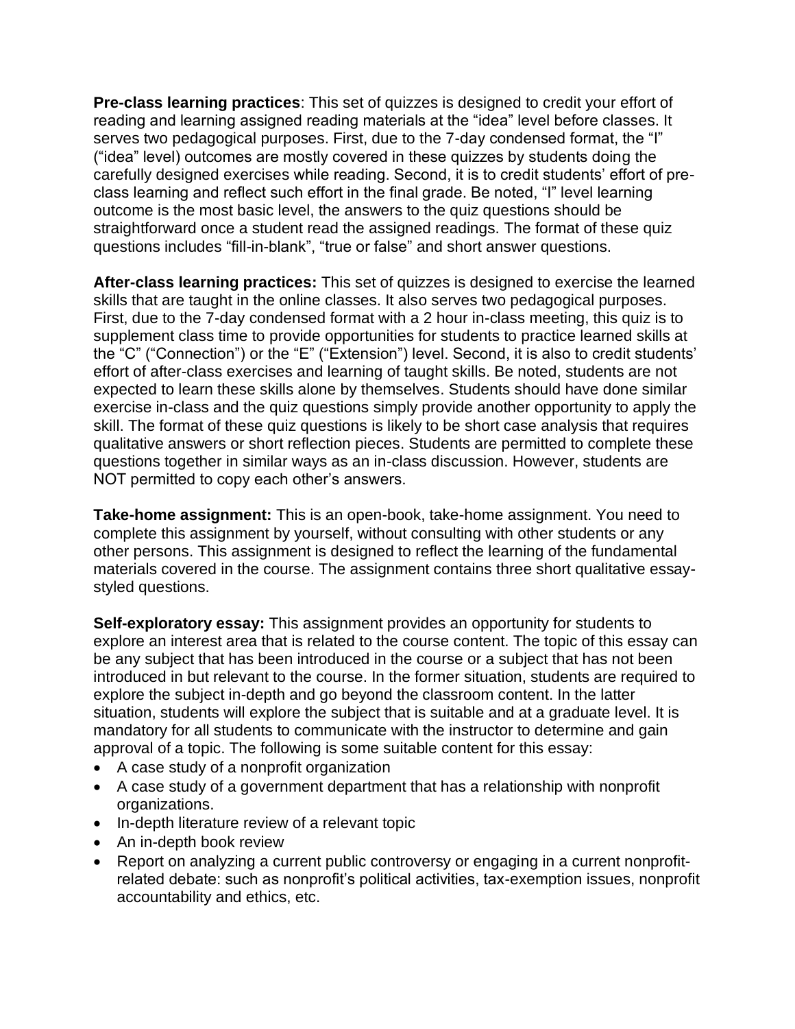**Pre-class learning practices**: This set of quizzes is designed to credit your effort of reading and learning assigned reading materials at the "idea" level before classes. It serves two pedagogical purposes. First, due to the 7-day condensed format, the "I" ("idea" level) outcomes are mostly covered in these quizzes by students doing the carefully designed exercises while reading. Second, it is to credit students' effort of pre-class learning and reflect such effort in the final grade. Be noted, "I" level learning outcome is the most basic level, the answers to the quiz questions should be straightforward once a student read the assigned readings. The format of these quiz questions includes "fill-in-blank", "true or false" and short answer questions.

**After-class learning practices:** This set of quizzes is designed to exercise the learned skills that are taught in the online classes. It also serves two pedagogical purposes. First, due to the 7-day condensed format with a 2 hour in-class meeting, this quiz is to supplement class time to provide opportunities for students to practice learned skills at the "C" ("Connection") or the "E" ("Extension") level. Second, it is also to credit students' effort of after-class exercises and learning of taught skills. Be noted, students are not expected to learn these skills alone by themselves. Students should have done similar exercise in-class and the quiz questions simply provide another opportunity to apply the skill. The format of these quiz questions is likely to be short case analysis that requires qualitative answers or short reflection pieces. Students are permitted to complete these questions together in similar ways as an in-class discussion. However, students are NOT permitted to copy each other's answers.

**Take-home assignment:** This is an open-book, take-home assignment. You need to complete this assignment by yourself, without consulting with other students or any other persons. This assignment is designed to reflect the learning of the fundamental materials covered in the course. The assignment contains three short qualitative essay-styled questions.

**Self-exploratory essay:** This assignment provides an opportunity for students to explore an interest area that is related to the course content. The topic of this essay can be any subject that has been introduced in the course or a subject that has not been introduced in but relevant to the course. In the former situation, students are required to explore the subject in-depth and go beyond the classroom content. In the latter situation, students will explore the subject that is suitable and at a graduate level. It is mandatory for all students to communicate with the instructor to determine and gain approval of a topic. The following is some suitable content for this essay:

- A case study of a nonprofit organization
- A case study of a government department that has a relationship with nonprofit organizations.
- In-depth literature review of a relevant topic
- An in-depth book review
- Report on analyzing a current public controversy or engaging in a current nonprofit-related debate: such as nonprofit's political activities, tax-exemption issues, nonprofit accountability and ethics, etc.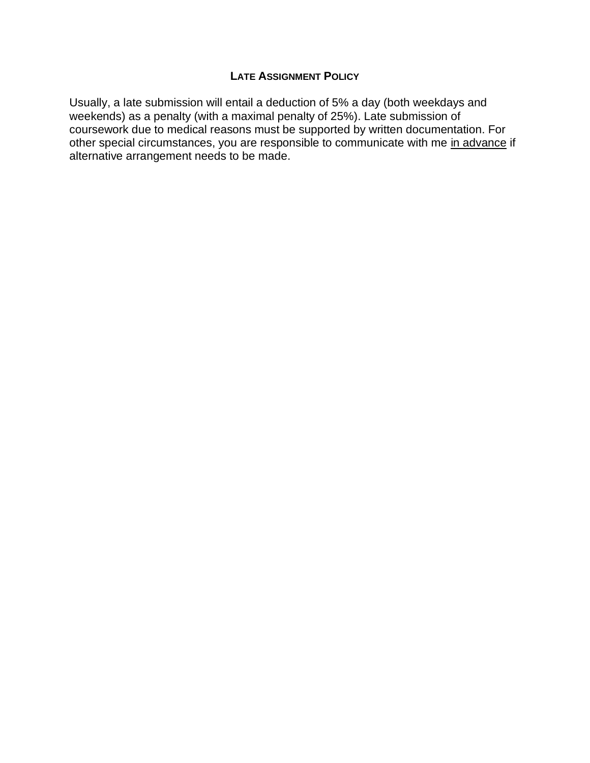## LATE ASSIGNMENT POLICY

Usually, a late submission will entail a deduction of 5% a day (both weekdays and weekends) as a penalty (with a maximal penalty of 25%). Late submission of coursework due to medical reasons must be supported by written documentation. For other special circumstances, you are responsible to communicate with me <u>in advance</u> if alternative arrangement needs to be made.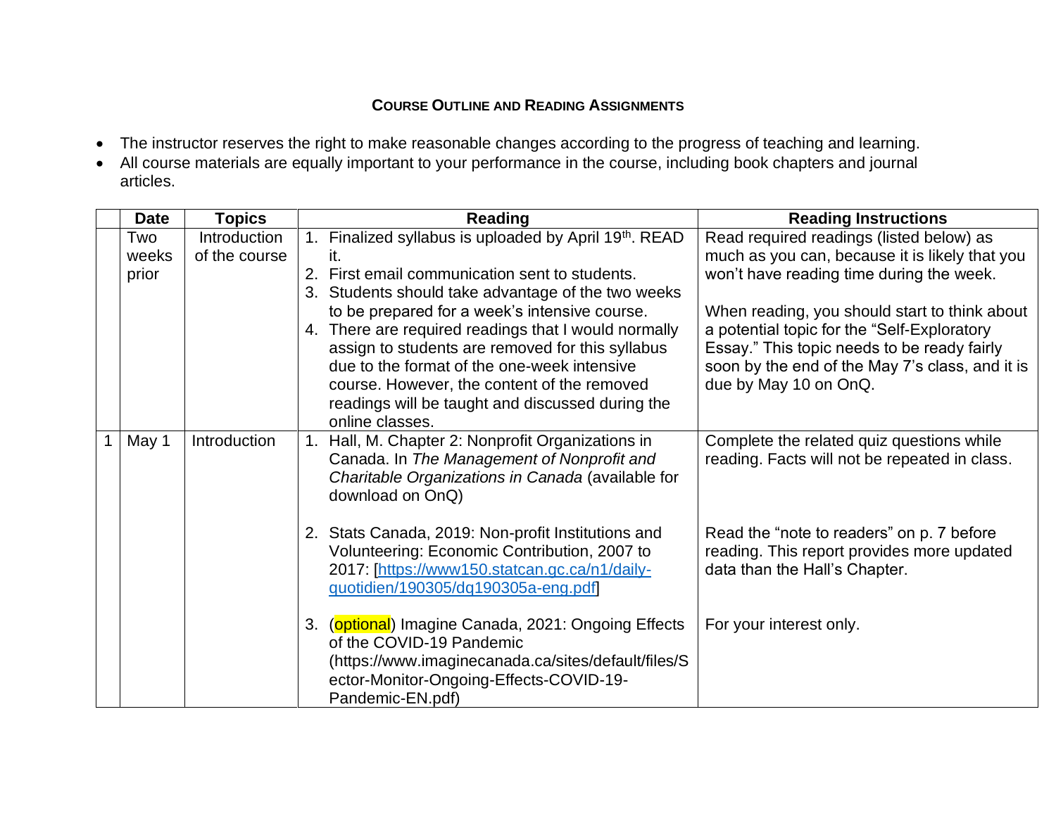## Course Outline and Reading Assignments

- The instructor reserves the right to make reasonable changes according to the progress of teaching and learning.
- All course materials are equally important to your performance in the course, including book chapters and journal articles.

| | Date | Topics | Reading | Reading Instructions |
|---|---|---|---|---|
| | Two weeks prior | Introduction of the course | 1. Finalized syllabus is uploaded by April 19th. READ it.<br>2. First email communication sent to students.<br>3. Students should take advantage of the two weeks to be prepared for a week's intensive course.<br>4. There are required readings that I would normally assign to students are removed for this syllabus due to the format of the one-week intensive course. However, the content of the removed readings will be taught and discussed during the online classes. | Read required readings (listed below) as much as you can, because it is likely that you won't have reading time during the week.<br><br>When reading, you should start to think about a potential topic for the "Self-Exploratory Essay." This topic needs to be ready fairly soon by the end of the May 7's class, and it is due by May 10 on OnQ. |
| 1 | May 1 | Introduction | 1. Hall, M. Chapter 2: Nonprofit Organizations in Canada. In *The Management of Nonprofit and Charitable Organizations in Canada* (available for download on OnQ) | Complete the related quiz questions while reading. Facts will not be repeated in class. |
| | | | 2. Stats Canada, 2019: Non-profit Institutions and Volunteering: Economic Contribution, 2007 to 2017: [https://www150.statcan.gc.ca/n1/daily-quotidien/190305/dq190305a-eng.pdf] | Read the "note to readers" on p. 7 before reading. This report provides more updated data than the Hall's Chapter. |
| | | | 3. (optional) Imagine Canada, 2021: Ongoing Effects of the COVID-19 Pandemic (https://www.imaginecanada.ca/sites/default/files/Sector-Monitor-Ongoing-Effects-COVID-19-Pandemic-EN.pdf) | For your interest only. |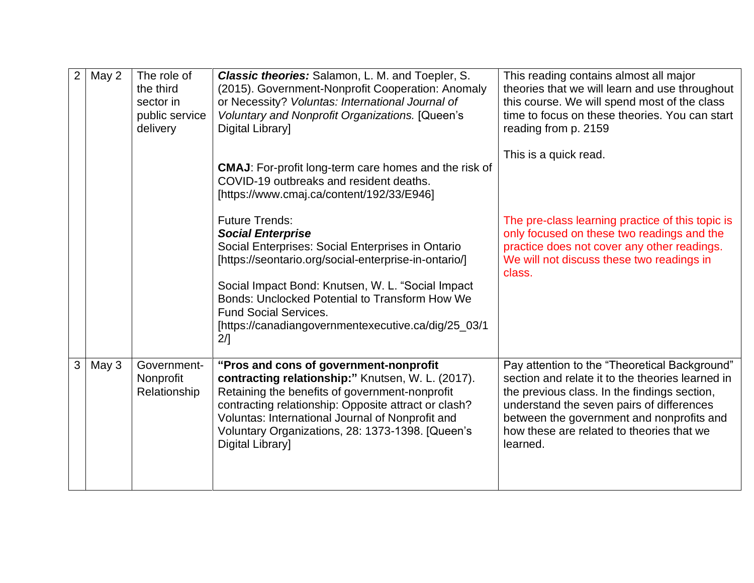| | | | | |
|---|---|---|---|---|
| 2 | May 2 | The role of the third sector in public service delivery | ***Classic theories:*** Salamon, L. M. and Toepler, S. (2015). Government-Nonprofit Cooperation: Anomaly or Necessity? *Voluntas: International Journal of Voluntary and Nonprofit Organizations.* [Queen's Digital Library]<br><br>**CMAJ**: For-profit long-term care homes and the risk of COVID-19 outbreaks and resident deaths. [https://www.cmaj.ca/content/192/33/E946]<br><br>Future Trends:<br>***Social Enterprise***<br>Social Enterprises: Social Enterprises in Ontario [https://seontario.org/social-enterprise-in-ontario/]<br><br>Social Impact Bond: Knutsen, W. L. "Social Impact Bonds: Unclocked Potential to Transform How We Fund Social Services. [https://canadiangovernmentexecutive.ca/dig/25_03/12/] | This reading contains almost all major theories that we will learn and use throughout this course. We will spend most of the class time to focus on these theories. You can start reading from p. 2159<br><br>This is a quick read.<br><br>The pre-class learning practice of this topic is only focused on these two readings and the practice does not cover any other readings. We will not discuss these two readings in class. |
| 3 | May 3 | Government-Nonprofit Relationship | **"Pros and cons of government-nonprofit contracting relationship:"** Knutsen, W. L. (2017). Retaining the benefits of government-nonprofit contracting relationship: Opposite attract or clash? Voluntas: International Journal of Nonprofit and Voluntary Organizations, 28: 1373-1398. [Queen's Digital Library] | Pay attention to the "Theoretical Background" section and relate it to the theories learned in the previous class. In the findings section, understand the seven pairs of differences between the government and nonprofits and how these are related to theories that we learned. |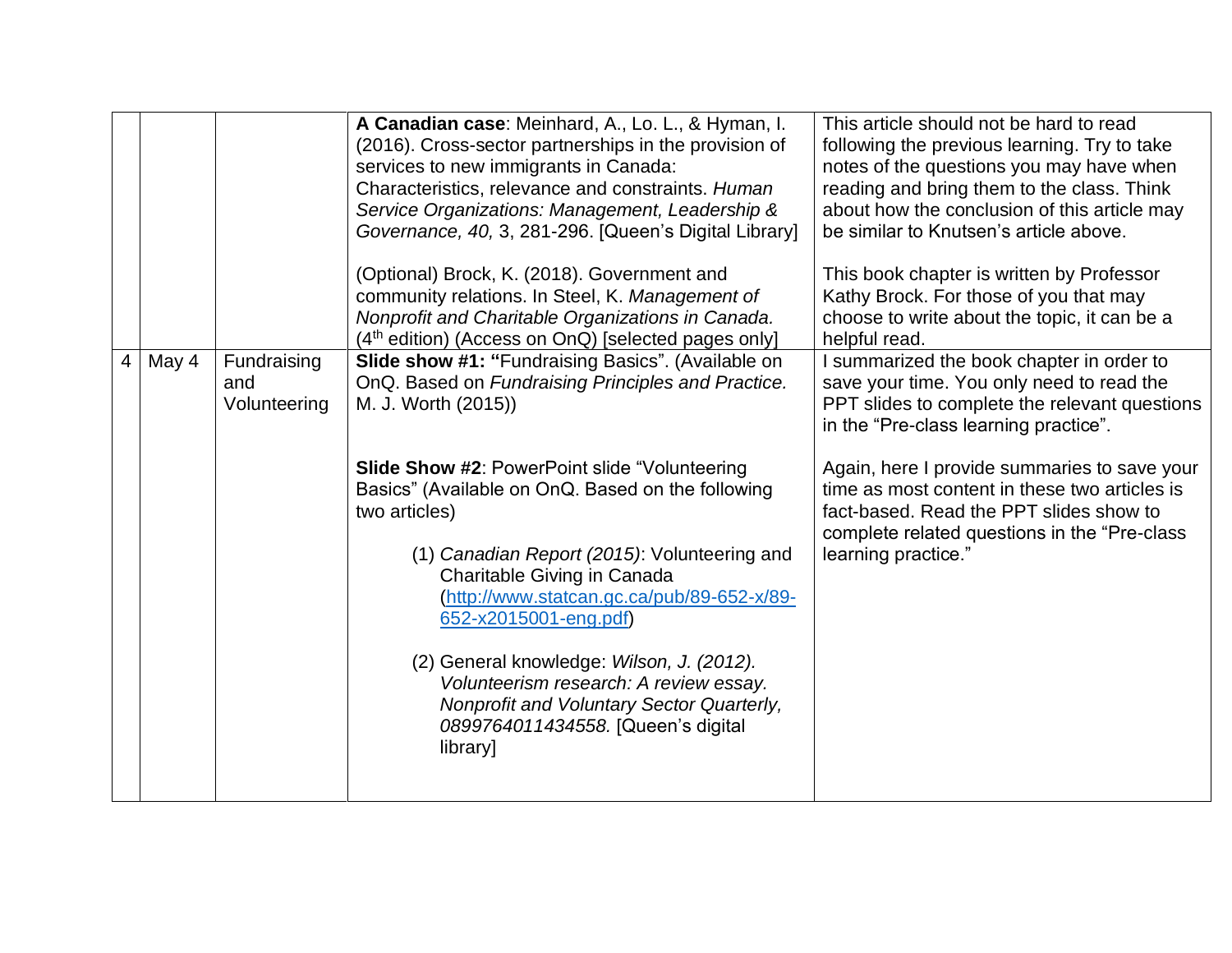| | | | | |
|---|---|---|---|---|
| | | | **A Canadian case**: Meinhard, A., Lo. L., & Hyman, I. (2016). Cross-sector partnerships in the provision of services to new immigrants in Canada: Characteristics, relevance and constraints. *Human Service Organizations: Management, Leadership & Governance, 40,* 3, 281-296. [Queen's Digital Library]<br><br>(Optional) Brock, K. (2018). Government and community relations. In Steel, K. *Management of Nonprofit and Charitable Organizations in Canada.* (4th edition) (Access on OnQ) [selected pages only] | This article should not be hard to read following the previous learning. Try to take notes of the questions you may have when reading and bring them to the class. Think about how the conclusion of this article may be similar to Knutsen's article above.<br><br>This book chapter is written by Professor Kathy Brock. For those of you that may choose to write about the topic, it can be a helpful read. |
| 4 | May 4 | Fundraising and Volunteering | **Slide show #1: "**Fundraising Basics". (Available on OnQ. Based on *Fundraising Principles and Practice.* M. J. Worth (2015))<br><br>**Slide Show #2**: PowerPoint slide "Volunteering Basics" (Available on OnQ. Based on the following two articles)<br><br>(1) *Canadian Report (2015)*: Volunteering and Charitable Giving in Canada ([http://www.statcan.gc.ca/pub/89-652-x/89-652-x2015001-eng.pdf](http://www.statcan.gc.ca/pub/89-652-x/89-652-x2015001-eng.pdf))<br><br>(2) General knowledge: *Wilson, J. (2012). Volunteerism research: A review essay. Nonprofit and Voluntary Sector Quarterly, 0899764011434558.* [Queen's digital library] | I summarized the book chapter in order to save your time. You only need to read the PPT slides to complete the relevant questions in the "Pre-class learning practice".<br><br>Again, here I provide summaries to save your time as most content in these two articles is fact-based. Read the PPT slides show to complete related questions in the "Pre-class learning practice." |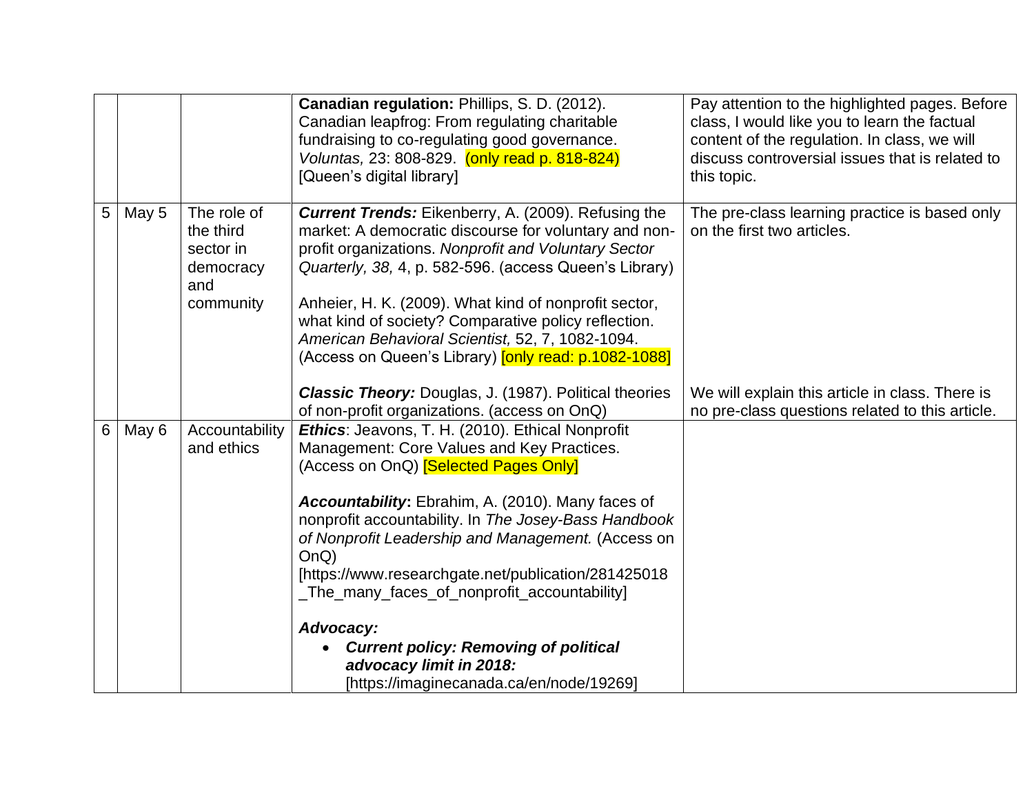| | | | | |
|---|---|---|---|---|
| | | | **Canadian regulation:** Phillips, S. D. (2012). Canadian leapfrog: From regulating charitable fundraising to co-regulating good governance. *Voluntas,* 23: 808-829. (only read p. 818-824) [Queen's digital library] | Pay attention to the highlighted pages. Before class, I would like you to learn the factual content of the regulation. In class, we will discuss controversial issues that is related to this topic. |
| 5 | May 5 | The role of the third sector in democracy and community | ***Current Trends:*** Eikenberry, A. (2009). Refusing the market: A democratic discourse for voluntary and non-profit organizations. *Nonprofit and Voluntary Sector Quarterly, 38,* 4, p. 582-596. (access Queen's Library)<br><br>Anheier, H. K. (2009). What kind of nonprofit sector, what kind of society? Comparative policy reflection. *American Behavioral Scientist,* 52, 7, 1082-1094. (Access on Queen's Library) [only read: p.1082-1088]<br><br>***Classic Theory:*** Douglas, J. (1987). Political theories of non-profit organizations. (access on OnQ) | The pre-class learning practice is based only on the first two articles.<br><br>We will explain this article in class. There is no pre-class questions related to this article. |
| 6 | May 6 | Accountability and ethics | ***Ethics***: Jeavons, T. H. (2010). Ethical Nonprofit Management: Core Values and Key Practices. (Access on OnQ) [Selected Pages Only]<br><br>***Accountability*****:** Ebrahim, A. (2010). Many faces of nonprofit accountability. In *The Josey-Bass Handbook of Nonprofit Leadership and Management.* (Access on OnQ) [https://www.researchgate.net/publication/281425018_The_many_faces_of_nonprofit_accountability]<br><br>***Advocacy:***<br>• ***Current policy: Removing of political advocacy limit in 2018:*** [https://imaginecanada.ca/en/node/19269] | |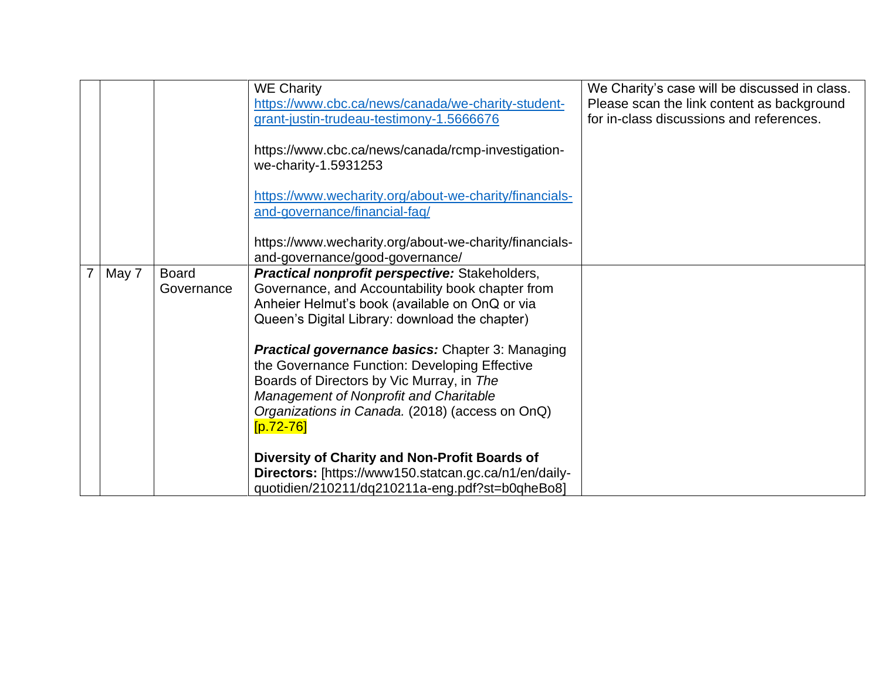|  |  |  |  |  |
|---|---|---|---|---|
|  |  |  | WE Charity<br>[https://www.cbc.ca/news/canada/we-charity-student-grant-justin-trudeau-testimony-1.5666676](https://www.cbc.ca/news/canada/we-charity-student-grant-justin-trudeau-testimony-1.5666676)<br><br>https://www.cbc.ca/news/canada/rcmp-investigation-we-charity-1.5931253<br><br>[https://www.wecharity.org/about-we-charity/financials-and-governance/financial-faq/](https://www.wecharity.org/about-we-charity/financials-and-governance/financial-faq/)<br><br>https://www.wecharity.org/about-we-charity/financials-and-governance/good-governance/ | We Charity's case will be discussed in class. Please scan the link content as background for in-class discussions and references. |
| 7 | May 7 | Board Governance | ***Practical nonprofit perspective:*** Stakeholders, Governance, and Accountability book chapter from Anheier Helmut's book (available on OnQ or via Queen's Digital Library: download the chapter)<br><br>***Practical governance basics:*** Chapter 3: Managing the Governance Function: Developing Effective Boards of Directors by Vic Murray, in *The Management of Nonprofit and Charitable Organizations in Canada.* (2018) (access on OnQ) [p.72-76]<br><br>**Diversity of Charity and Non-Profit Boards of Directors:** [https://www150.statcan.gc.ca/n1/en/daily-quotidien/210211/dq210211a-eng.pdf?st=b0qheBo8] |  |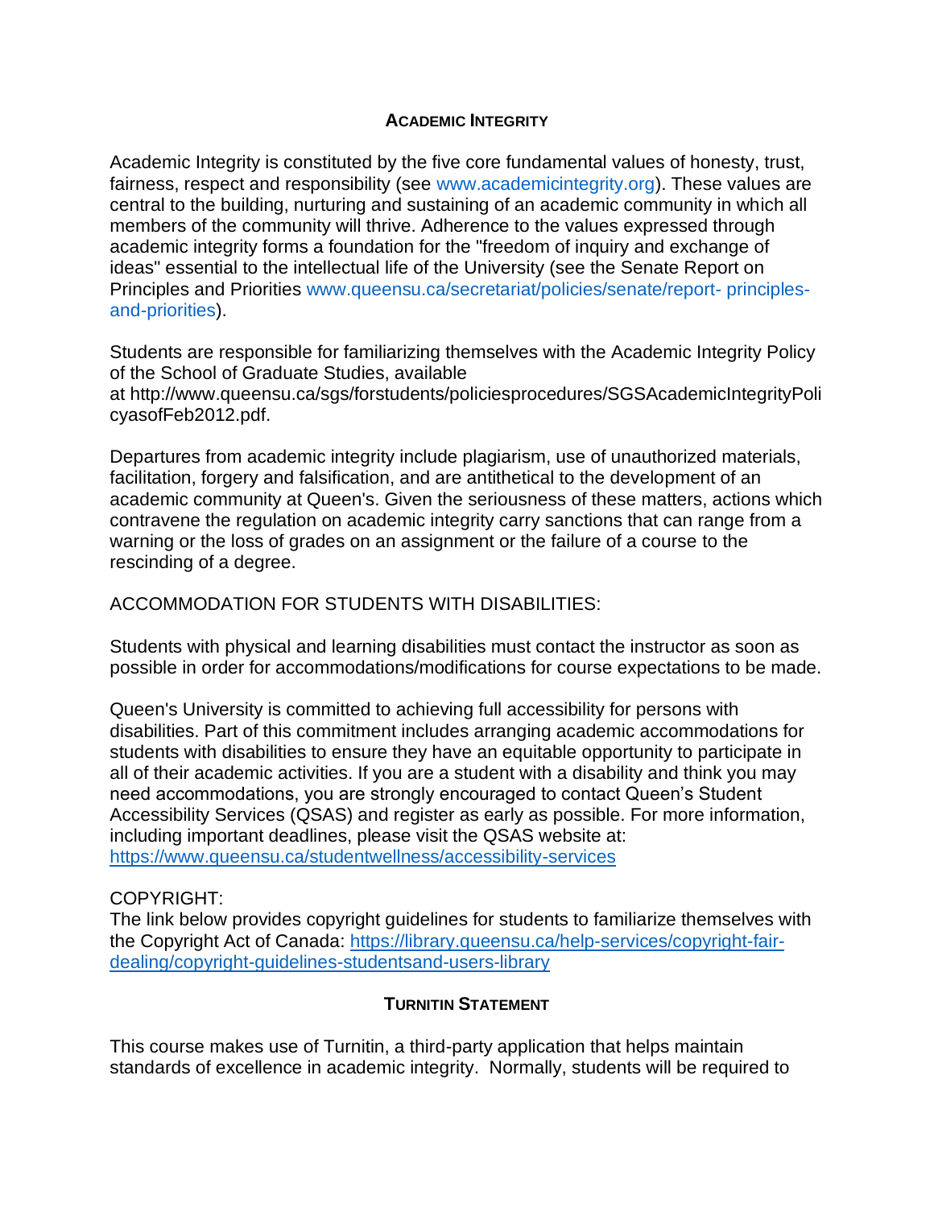## ACADEMIC INTEGRITY

Academic Integrity is constituted by the five core fundamental values of honesty, trust, fairness, respect and responsibility (see www.academicintegrity.org). These values are central to the building, nurturing and sustaining of an academic community in which all members of the community will thrive. Adherence to the values expressed through academic integrity forms a foundation for the "freedom of inquiry and exchange of ideas" essential to the intellectual life of the University (see the Senate Report on Principles and Priorities www.queensu.ca/secretariat/policies/senate/report- principles-and-priorities).

Students are responsible for familiarizing themselves with the Academic Integrity Policy of the School of Graduate Studies, available at http://www.queensu.ca/sgs/forstudents/policiesprocedures/SGSAcademicIntegrityPolicyasofFeb2012.pdf.

Departures from academic integrity include plagiarism, use of unauthorized materials, facilitation, forgery and falsification, and are antithetical to the development of an academic community at Queen's. Given the seriousness of these matters, actions which contravene the regulation on academic integrity carry sanctions that can range from a warning or the loss of grades on an assignment or the failure of a course to the rescinding of a degree.

ACCOMMODATION FOR STUDENTS WITH DISABILITIES:

Students with physical and learning disabilities must contact the instructor as soon as possible in order for accommodations/modifications for course expectations to be made.

Queen's University is committed to achieving full accessibility for persons with disabilities. Part of this commitment includes arranging academic accommodations for students with disabilities to ensure they have an equitable opportunity to participate in all of their academic activities. If you are a student with a disability and think you may need accommodations, you are strongly encouraged to contact Queen's Student Accessibility Services (QSAS) and register as early as possible. For more information, including important deadlines, please visit the QSAS website at: https://www.queensu.ca/studentwellness/accessibility-services

COPYRIGHT:

The link below provides copyright guidelines for students to familiarize themselves with the Copyright Act of Canada: https://library.queensu.ca/help-services/copyright-fair-dealing/copyright-guidelines-studentsand-users-library

## TURNITIN STATEMENT

This course makes use of Turnitin, a third-party application that helps maintain standards of excellence in academic integrity. Normally, students will be required to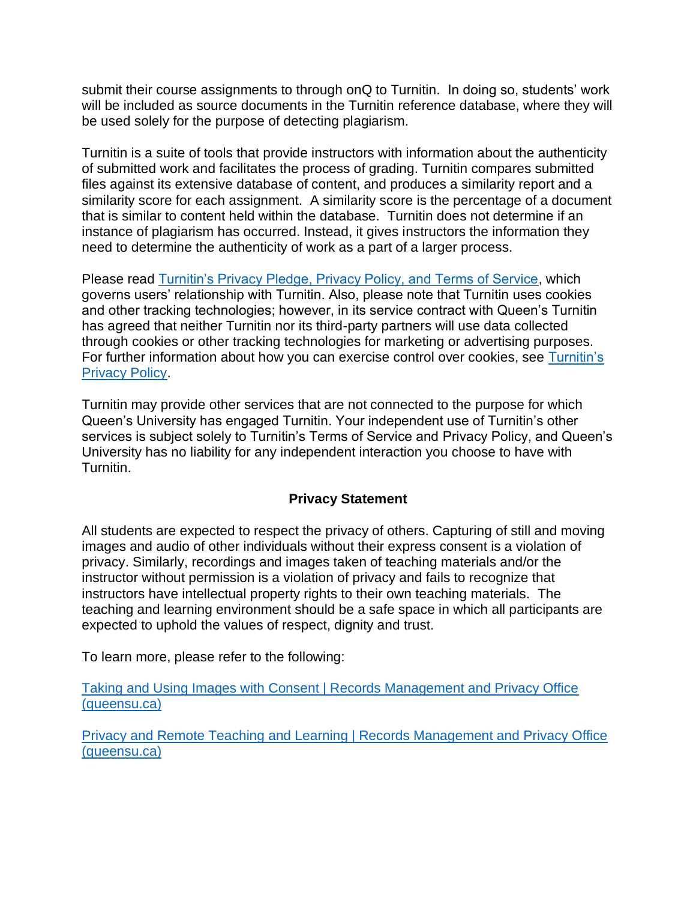submit their course assignments to through onQ to Turnitin. In doing so, students' work will be included as source documents in the Turnitin reference database, where they will be used solely for the purpose of detecting plagiarism.

Turnitin is a suite of tools that provide instructors with information about the authenticity of submitted work and facilitates the process of grading. Turnitin compares submitted files against its extensive database of content, and produces a similarity report and a similarity score for each assignment. A similarity score is the percentage of a document that is similar to content held within the database. Turnitin does not determine if an instance of plagiarism has occurred. Instead, it gives instructors the information they need to determine the authenticity of work as a part of a larger process.

Please read [Turnitin's Privacy Pledge, Privacy Policy, and Terms of Service](), which governs users' relationship with Turnitin. Also, please note that Turnitin uses cookies and other tracking technologies; however, in its service contract with Queen's Turnitin has agreed that neither Turnitin nor its third-party partners will use data collected through cookies or other tracking technologies for marketing or advertising purposes. For further information about how you can exercise control over cookies, see [Turnitin's Privacy Policy]().

Turnitin may provide other services that are not connected to the purpose for which Queen's University has engaged Turnitin. Your independent use of Turnitin's other services is subject solely to Turnitin's Terms of Service and Privacy Policy, and Queen's University has no liability for any independent interaction you choose to have with Turnitin.

**Privacy Statement**

All students are expected to respect the privacy of others. Capturing of still and moving images and audio of other individuals without their express consent is a violation of privacy. Similarly, recordings and images taken of teaching materials and/or the instructor without permission is a violation of privacy and fails to recognize that instructors have intellectual property rights to their own teaching materials. The teaching and learning environment should be a safe space in which all participants are expected to uphold the values of respect, dignity and trust.

To learn more, please refer to the following:

[Taking and Using Images with Consent | Records Management and Privacy Office (queensu.ca)]()

[Privacy and Remote Teaching and Learning | Records Management and Privacy Office (queensu.ca)]()